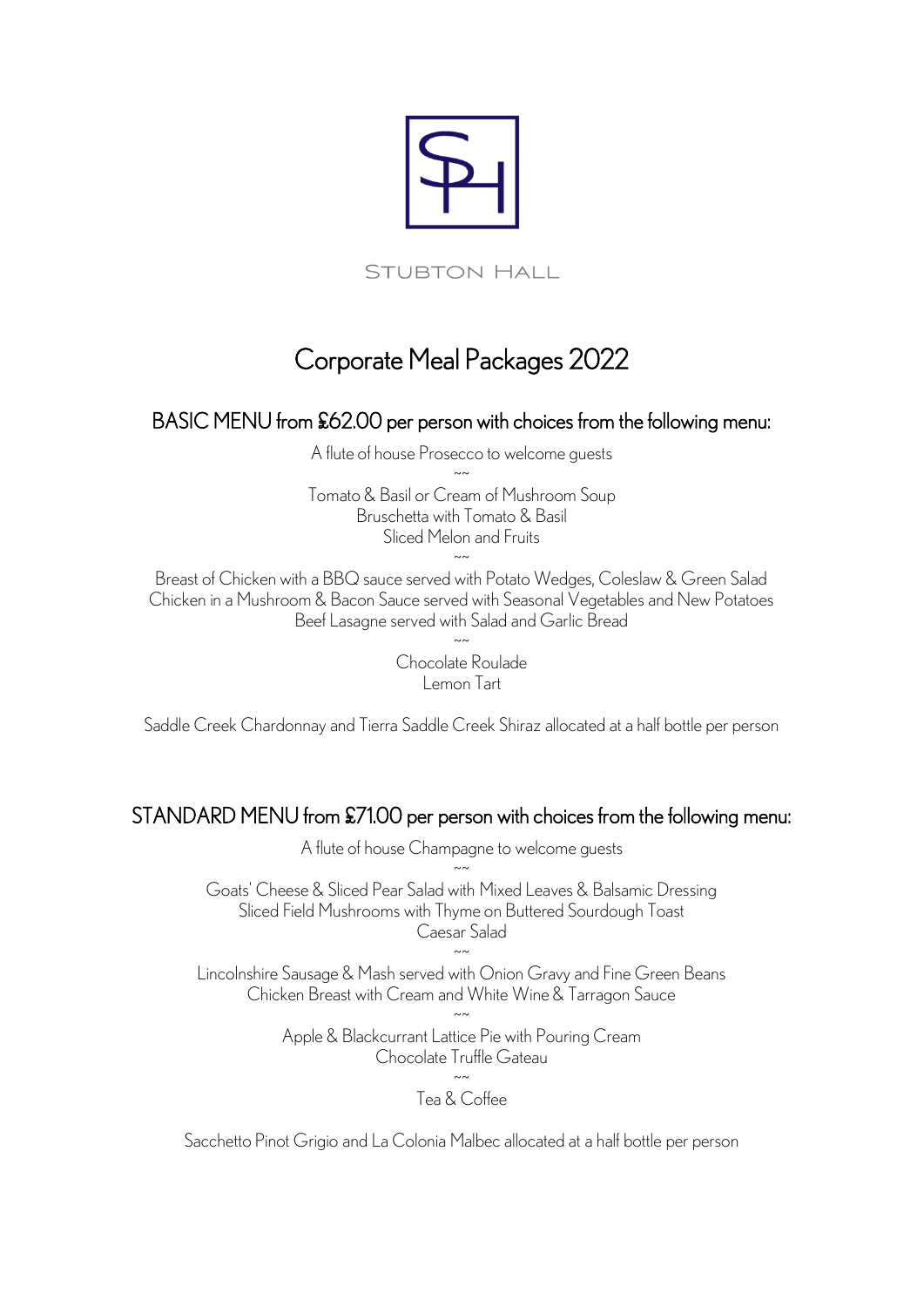STUBTON HALL

# Corporate Meal Packages 2022

## BASIC MENU from £62.00 per person with choices from the following menu:

A flute of house Prosecco to welcome guests

~~

Tomato & Basil or Cream of Mushroom Soup
Bruschetta with Tomato & Basil
Sliced Melon and Fruits

~~

Breast of Chicken with a BBQ sauce served with Potato Wedges, Coleslaw & Green Salad
Chicken in a Mushroom & Bacon Sauce served with Seasonal Vegetables and New Potatoes
Beef Lasagne served with Salad and Garlic Bread

~~

Chocolate Roulade
Lemon Tart

Saddle Creek Chardonnay and Tierra Saddle Creek Shiraz allocated at a half bottle per person

## STANDARD MENU from £71.00 per person with choices from the following menu:

A flute of house Champagne to welcome guests

~~

Goats' Cheese & Sliced Pear Salad with Mixed Leaves & Balsamic Dressing
Sliced Field Mushrooms with Thyme on Buttered Sourdough Toast
Caesar Salad

~~

Lincolnshire Sausage & Mash served with Onion Gravy and Fine Green Beans
Chicken Breast with Cream and White Wine & Tarragon Sauce

~~

Apple & Blackcurrant Lattice Pie with Pouring Cream
Chocolate Truffle Gateau

~~

Tea & Coffee

Sacchetto Pinot Grigio and La Colonia Malbec allocated at a half bottle per person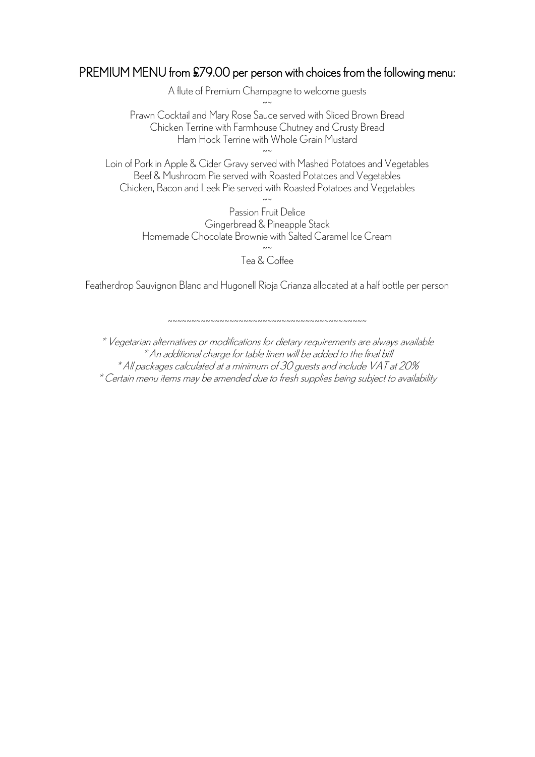## PREMIUM MENU from £79.00 per person with choices from the following menu:

A flute of Premium Champagne to welcome guests

~~

Prawn Cocktail and Mary Rose Sauce served with Sliced Brown Bread
Chicken Terrine with Farmhouse Chutney and Crusty Bread
Ham Hock Terrine with Whole Grain Mustard

~~

Loin of Pork in Apple & Cider Gravy served with Mashed Potatoes and Vegetables
Beef & Mushroom Pie served with Roasted Potatoes and Vegetables
Chicken, Bacon and Leek Pie served with Roasted Potatoes and Vegetables

~~

Passion Fruit Delice
Gingerbread & Pineapple Stack
Homemade Chocolate Brownie with Salted Caramel Ice Cream

~~

Tea & Coffee

Featherdrop Sauvignon Blanc and Hugonell Rioja Crianza allocated at a half bottle per person

~~~~~~~~~~~~~~~~~~~~~~~~~~~~~~~~~~~~~~~~~~

*\* Vegetarian alternatives or modifications for dietary requirements are always available*
*\* An additional charge for table linen will be added to the final bill*
*\* All packages calculated at a minimum of 30 guests and include VAT at 20%*
*\* Certain menu items may be amended due to fresh supplies being subject to availability*